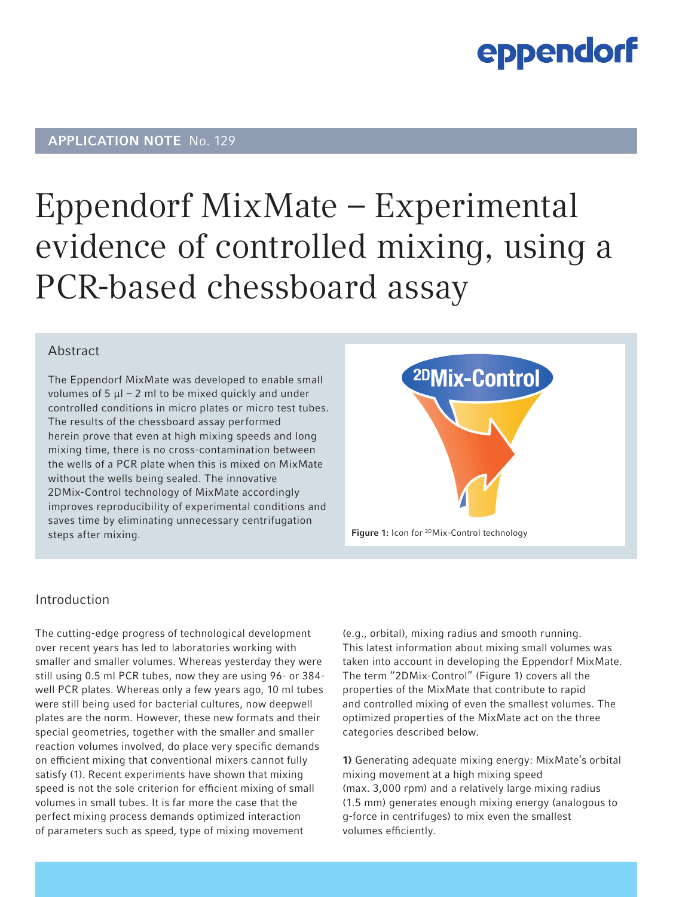APPLICATION NOTE No. 129

# Eppendorf MixMate – Experimental evidence of controlled mixing, using a PCR-based chessboard assay

## Abstract

The Eppendorf MixMate was developed to enable small volumes of 5 µl – 2 ml to be mixed quickly and under controlled conditions in micro plates or micro test tubes. The results of the chessboard assay performed herein prove that even at high mixing speeds and long mixing time, there is no cross-contamination between the wells of a PCR plate when this is mixed on MixMate without the wells being sealed. The innovative 2DMix-Control technology of MixMate accordingly improves reproducibility of experimental conditions and saves time by eliminating unnecessary centrifugation steps after mixing.

**Figure 1:** Icon for $^{2D}$Mix-Control technology

## Introduction

The cutting-edge progress of technological development over recent years has led to laboratories working with smaller and smaller volumes. Whereas yesterday they were still using 0.5 ml PCR tubes, now they are using 96- or 384-well PCR plates. Whereas only a few years ago, 10 ml tubes were still being used for bacterial cultures, now deepwell plates are the norm. However, these new formats and their special geometries, together with the smaller and smaller reaction volumes involved, do place very specific demands on efficient mixing that conventional mixers cannot fully satisfy (1). Recent experiments have shown that mixing speed is not the sole criterion for efficient mixing of small volumes in small tubes. It is far more the case that the perfect mixing process demands optimized interaction of parameters such as speed, type of mixing movement (e.g., orbital), mixing radius and smooth running. This latest information about mixing small volumes was taken into account in developing the Eppendorf MixMate. The term "2DMix-Control" (Figure 1) covers all the properties of the MixMate that contribute to rapid and controlled mixing of even the smallest volumes. The optimized properties of the MixMate act on the three categories described below.

**1)** Generating adequate mixing energy: MixMate's orbital mixing movement at a high mixing speed (max. 3,000 rpm) and a relatively large mixing radius (1.5 mm) generates enough mixing energy (analogous to g-force in centrifuges) to mix even the smallest volumes efficiently.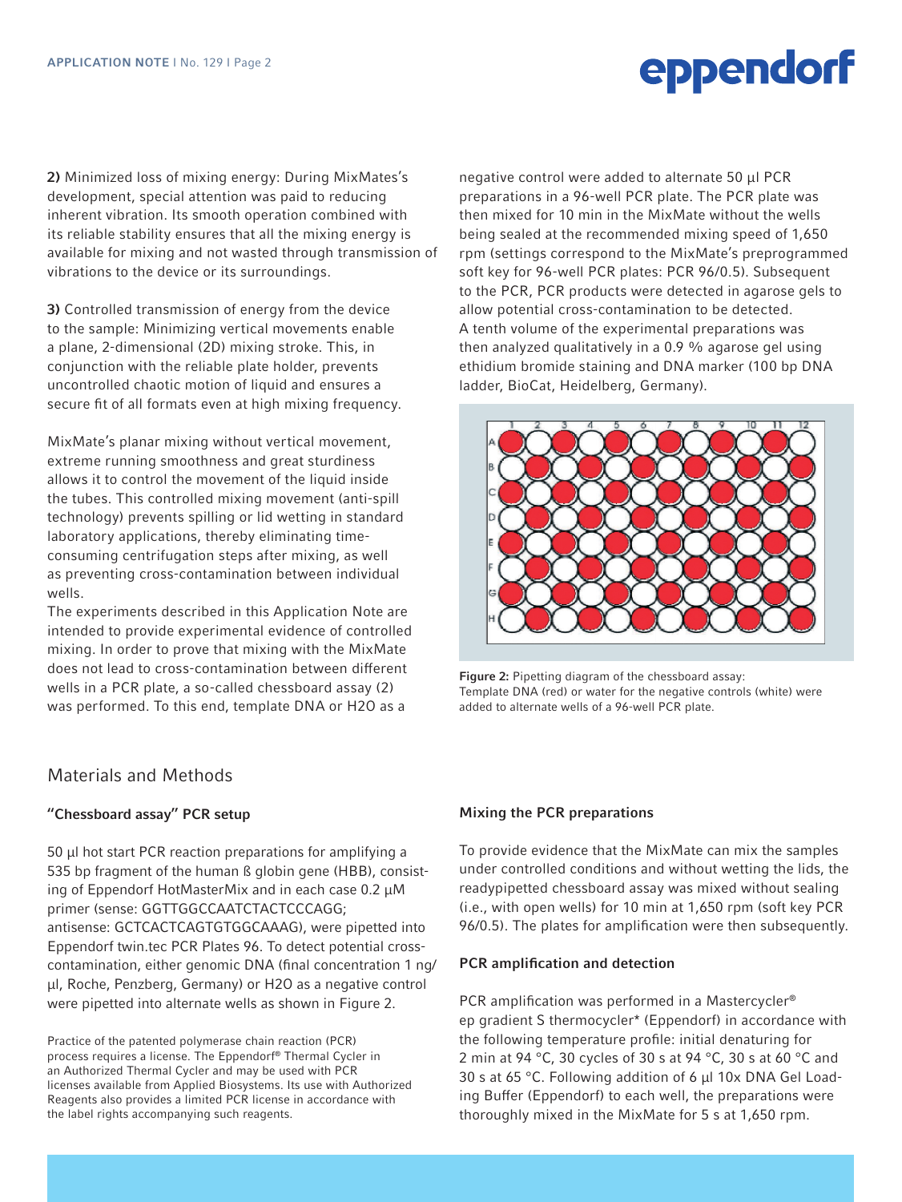**2)** Minimized loss of mixing energy: During MixMates's development, special attention was paid to reducing inherent vibration. Its smooth operation combined with its reliable stability ensures that all the mixing energy is available for mixing and not wasted through transmission of vibrations to the device or its surroundings.

**3)** Controlled transmission of energy from the device to the sample: Minimizing vertical movements enable a plane, 2-dimensional (2D) mixing stroke. This, in conjunction with the reliable plate holder, prevents uncontrolled chaotic motion of liquid and ensures a secure fit of all formats even at high mixing frequency.

MixMate's planar mixing without vertical movement, extreme running smoothness and great sturdiness allows it to control the movement of the liquid inside the tubes. This controlled mixing movement (anti-spill technology) prevents spilling or lid wetting in standard laboratory applications, thereby eliminating time-consuming centrifugation steps after mixing, as well as preventing cross-contamination between individual wells.

The experiments described in this Application Note are intended to provide experimental evidence of controlled mixing. In order to prove that mixing with the MixMate does not lead to cross-contamination between different wells in a PCR plate, a so-called chessboard assay (2) was performed. To this end, template DNA or H2O as a negative control were added to alternate 50 µl PCR preparations in a 96-well PCR plate. The PCR plate was then mixed for 10 min in the MixMate without the wells being sealed at the recommended mixing speed of 1,650 rpm (settings correspond to the MixMate's preprogrammed soft key for 96-well PCR plates: PCR 96/0.5). Subsequent to the PCR, PCR products were detected in agarose gels to allow potential cross-contamination to be detected. A tenth volume of the experimental preparations was then analyzed qualitatively in a 0.9 % agarose gel using ethidium bromide staining and DNA marker (100 bp DNA ladder, BioCat, Heidelberg, Germany).

**Figure 2:** Pipetting diagram of the chessboard assay: Template DNA (red) or water for the negative controls (white) were added to alternate wells of a 96-well PCR plate.

## Materials and Methods

### "Chessboard assay" PCR setup

50 µl hot start PCR reaction preparations for amplifying a 535 bp fragment of the human ß globin gene (HBB), consisting of Eppendorf HotMasterMix and in each case 0.2 µM primer (sense: GGTTGGCCAATCTACTCCCAGG; antisense: GCTCACTCAGTGTGGCAAAG), were pipetted into Eppendorf twin.tec PCR Plates 96. To detect potential cross-contamination, either genomic DNA (final concentration 1 ng/µl, Roche, Penzberg, Germany) or H2O as a negative control were pipetted into alternate wells as shown in Figure 2.

Practice of the patented polymerase chain reaction (PCR) process requires a license. The Eppendorf® Thermal Cycler in an Authorized Thermal Cycler and may be used with PCR licenses available from Applied Biosystems. Its use with Authorized Reagents also provides a limited PCR license in accordance with the label rights accompanying such reagents.

### Mixing the PCR preparations

To provide evidence that the MixMate can mix the samples under controlled conditions and without wetting the lids, the readypipetted chessboard assay was mixed without sealing (i.e., with open wells) for 10 min at 1,650 rpm (soft key PCR 96/0.5). The plates for amplification were then subsequently.

### PCR amplification and detection

PCR amplification was performed in a Mastercycler® ep gradient S thermocycler* (Eppendorf) in accordance with the following temperature profile: initial denaturing for 2 min at 94 °C, 30 cycles of 30 s at 94 °C, 30 s at 60 °C and 30 s at 65 °C. Following addition of 6 µl 10x DNA Gel Loading Buffer (Eppendorf) to each well, the preparations were thoroughly mixed in the MixMate for 5 s at 1,650 rpm.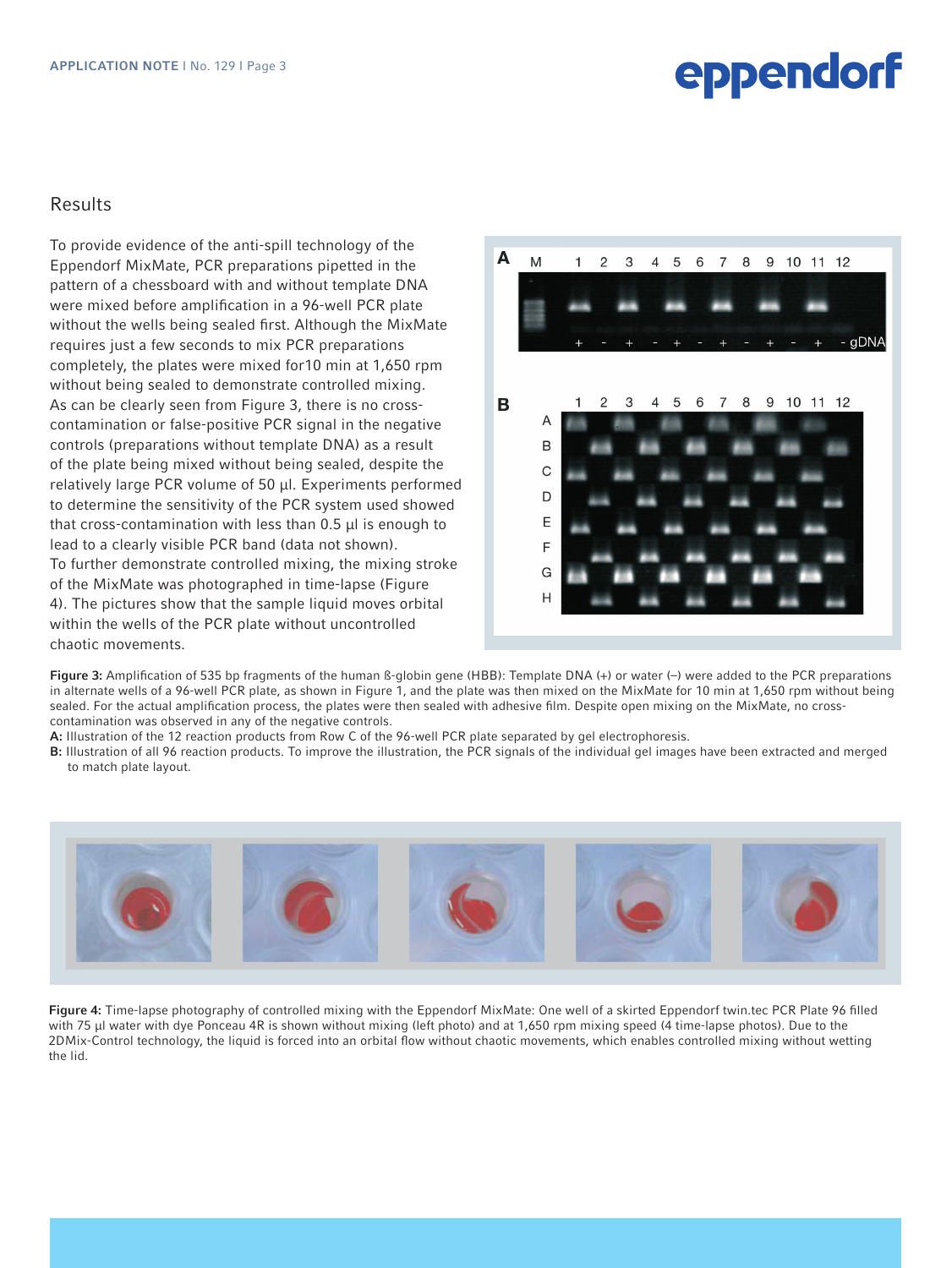## Results

To provide evidence of the anti-spill technology of the Eppendorf MixMate, PCR preparations pipetted in the pattern of a chessboard with and without template DNA were mixed before amplification in a 96-well PCR plate without the wells being sealed first. Although the MixMate requires just a few seconds to mix PCR preparations completely, the plates were mixed for10 min at 1,650 rpm without being sealed to demonstrate controlled mixing. As can be clearly seen from Figure 3, there is no cross-contamination or false-positive PCR signal in the negative controls (preparations without template DNA) as a result of the plate being mixed without being sealed, despite the relatively large PCR volume of 50 µl. Experiments performed to determine the sensitivity of the PCR system used showed that cross-contamination with less than 0.5 µl is enough to lead to a clearly visible PCR band (data not shown).
To further demonstrate controlled mixing, the mixing stroke of the MixMate was photographed in time-lapse (Figure 4). The pictures show that the sample liquid moves orbital within the wells of the PCR plate without uncontrolled chaotic movements.

**Figure 3:** Amplification of 535 bp fragments of the human ß-globin gene (HBB): Template DNA (+) or water (–) were added to the PCR preparations in alternate wells of a 96-well PCR plate, as shown in Figure 1, and the plate was then mixed on the MixMate for 10 min at 1,650 rpm without being sealed. For the actual amplification process, the plates were then sealed with adhesive film. Despite open mixing on the MixMate, no cross-contamination was observed in any of the negative controls.
**A:** Illustration of the 12 reaction products from Row C of the 96-well PCR plate separated by gel electrophoresis.
**B:** Illustration of all 96 reaction products. To improve the illustration, the PCR signals of the individual gel images have been extracted and merged to match plate layout.

**Figure 4:** Time-lapse photography of controlled mixing with the Eppendorf MixMate: One well of a skirted Eppendorf twin.tec PCR Plate 96 filled with 75 µl water with dye Ponceau 4R is shown without mixing (left photo) and at 1,650 rpm mixing speed (4 time-lapse photos). Due to the 2DMix-Control technology, the liquid is forced into an orbital flow without chaotic movements, which enables controlled mixing without wetting the lid.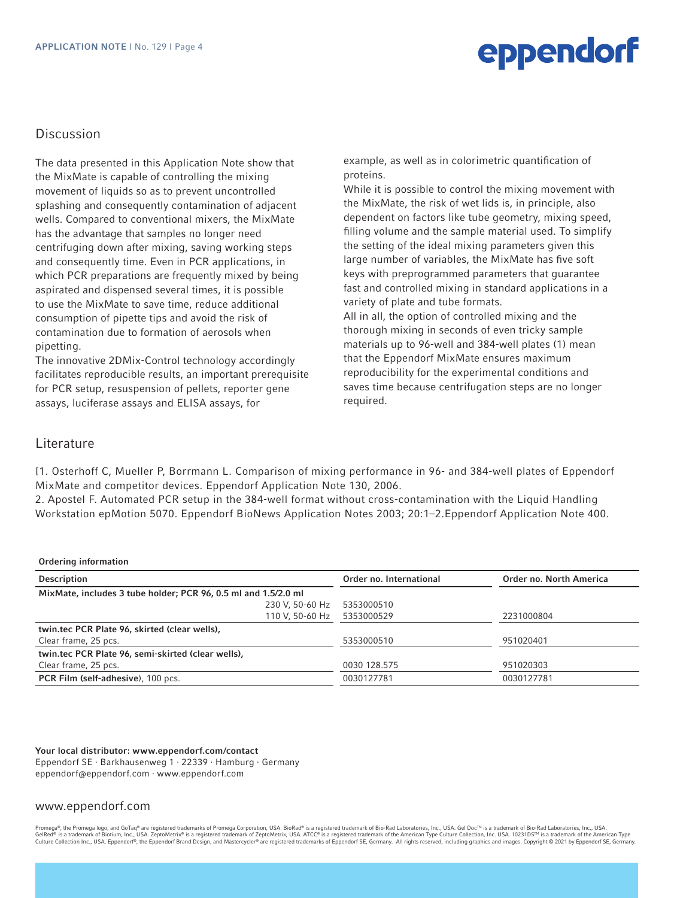## Discussion

The data presented in this Application Note show that the MixMate is capable of controlling the mixing movement of liquids so as to prevent uncontrolled splashing and consequently contamination of adjacent wells. Compared to conventional mixers, the MixMate has the advantage that samples no longer need centrifuging down after mixing, saving working steps and consequently time. Even in PCR applications, in which PCR preparations are frequently mixed by being aspirated and dispensed several times, it is possible to use the MixMate to save time, reduce additional consumption of pipette tips and avoid the risk of contamination due to formation of aerosols when pipetting.
The innovative 2DMix-Control technology accordingly facilitates reproducible results, an important prerequisite for PCR setup, resuspension of pellets, reporter gene assays, luciferase assays and ELISA assays, for example, as well as in colorimetric quantification of proteins.
While it is possible to control the mixing movement with the MixMate, the risk of wet lids is, in principle, also dependent on factors like tube geometry, mixing speed, filling volume and the sample material used. To simplify the setting of the ideal mixing parameters given this large number of variables, the MixMate has five soft keys with preprogrammed parameters that guarantee fast and controlled mixing in standard applications in a variety of plate and tube formats.
All in all, the option of controlled mixing and the thorough mixing in seconds of even tricky sample materials up to 96-well and 384-well plates (1) mean that the Eppendorf MixMate ensures maximum reproducibility for the experimental conditions and saves time because centrifugation steps are no longer required.

## Literature

[1. Osterhoff C, Mueller P, Borrmann L. Comparison of mixing performance in 96- and 384-well plates of Eppendorf MixMate and competitor devices. Eppendorf Application Note 130, 2006.
2. Apostel F. Automated PCR setup in the 384-well format without cross-contamination with the Liquid Handling Workstation epMotion 5070. Eppendorf BioNews Application Notes 2003; 20:1–2.Eppendorf Application Note 400.

**Ordering information**

| Description | | Order no. International | Order no. North America |
|---|---|---|---|
| **MixMate, includes 3 tube holder; PCR 96, 0.5 ml and 1.5/2.0 ml** | | | |
| | 230 V, 50-60 Hz | 5353000510 | |
| | 110 V, 50-60 Hz | 5353000529 | 2231000804 |
| **twin.tec PCR Plate 96, skirted (clear wells),** Clear frame, 25 pcs. | | 5353000510 | 951020401 |
| **twin.tec PCR Plate 96, semi-skirted (clear wells),** Clear frame, 25 pcs. | | 0030 128.575 | 951020303 |
| **PCR Film (self-adhesive)**, 100 pcs. | | 0030127781 | 0030127781 |

**Your local distributor: www.eppendorf.com/contact**
Eppendorf SE · Barkhausenweg 1 · 22339 · Hamburg · Germany
eppendorf@eppendorf.com · www.eppendorf.com

www.eppendorf.com

Promega®, the Promega logo, and GoTaq® are registered trademarks of Promega Corporation, USA. BioRad® is a registered trademark of Bio-Rad Laboratories, Inc., USA. Gel Doc™ is a trademark of Bio-Rad Laboratories, Inc., USA. GelRed® is a trademark of Biotium, Inc., USA. ZeptoMetrix® is a registered trademark of ZeptoMetrix, USA. ATCC® is a registered trademark of the American Type Culture Collection, Inc. USA. 10231D5™ is a trademark of the American Type Culture Collection Inc., USA. Eppendorf®, the Eppendorf Brand Design, and Mastercycler® are registered trademarks of Eppendorf SE, Germany. All rights reserved, including graphics and images. Copyright © 2021 by Eppendorf SE, Germany.